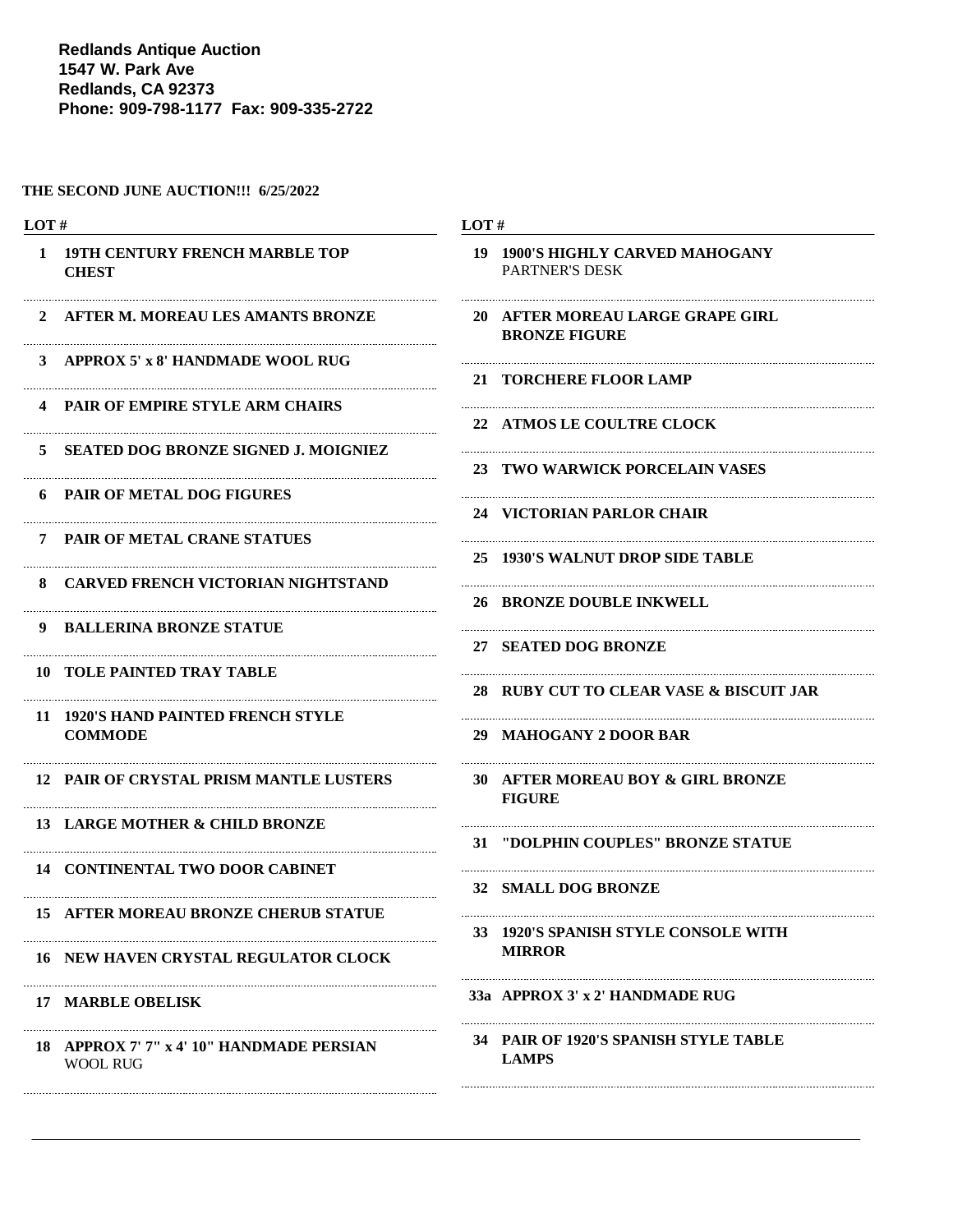**Redlands Antique Auction**
**1547 W. Park Ave**
**Redlands, CA 92373**
**Phone: 909-798-1177 Fax: 909-335-2722**

**THE SECOND JUNE AUCTION!!! 6/25/2022**

| LOT # | |
|---|---|
| 1 | **19TH CENTURY FRENCH MARBLE TOP CHEST** |
| 2 | **AFTER M. MOREAU LES AMANTS BRONZE** |
| 3 | **APPROX 5' x 8' HANDMADE WOOL RUG** |
| 4 | **PAIR OF EMPIRE STYLE ARM CHAIRS** |
| 5 | **SEATED DOG BRONZE SIGNED J. MOIGNIEZ** |
| 6 | **PAIR OF METAL DOG FIGURES** |
| 7 | **PAIR OF METAL CRANE STATUES** |
| 8 | **CARVED FRENCH VICTORIAN NIGHTSTAND** |
| 9 | **BALLERINA BRONZE STATUE** |
| 10 | **TOLE PAINTED TRAY TABLE** |
| 11 | **1920'S HAND PAINTED FRENCH STYLE COMMODE** |
| 12 | **PAIR OF CRYSTAL PRISM MANTLE LUSTERS** |
| 13 | **LARGE MOTHER & CHILD BRONZE** |
| 14 | **CONTINENTAL TWO DOOR CABINET** |
| 15 | **AFTER MOREAU BRONZE CHERUB STATUE** |
| 16 | **NEW HAVEN CRYSTAL REGULATOR CLOCK** |
| 17 | **MARBLE OBELISK** |
| 18 | **APPROX 7' 7" x 4' 10" HANDMADE PERSIAN** WOOL RUG |
| 19 | **1900'S HIGHLY CARVED MAHOGANY** PARTNER'S DESK |
| 20 | **AFTER MOREAU LARGE GRAPE GIRL BRONZE FIGURE** |
| 21 | **TORCHERE FLOOR LAMP** |
| 22 | **ATMOS LE COULTRE CLOCK** |
| 23 | **TWO WARWICK PORCELAIN VASES** |
| 24 | **VICTORIAN PARLOR CHAIR** |
| 25 | **1930'S WALNUT DROP SIDE TABLE** |
| 26 | **BRONZE DOUBLE INKWELL** |
| 27 | **SEATED DOG BRONZE** |
| 28 | **RUBY CUT TO CLEAR VASE & BISCUIT JAR** |
| 29 | **MAHOGANY 2 DOOR BAR** |
| 30 | **AFTER MOREAU BOY & GIRL BRONZE FIGURE** |
| 31 | **"DOLPHIN COUPLES" BRONZE STATUE** |
| 32 | **SMALL DOG BRONZE** |
| 33 | **1920'S SPANISH STYLE CONSOLE WITH MIRROR** |
| 33a | **APPROX 3' x 2' HANDMADE RUG** |
| 34 | **PAIR OF 1920'S SPANISH STYLE TABLE LAMPS** |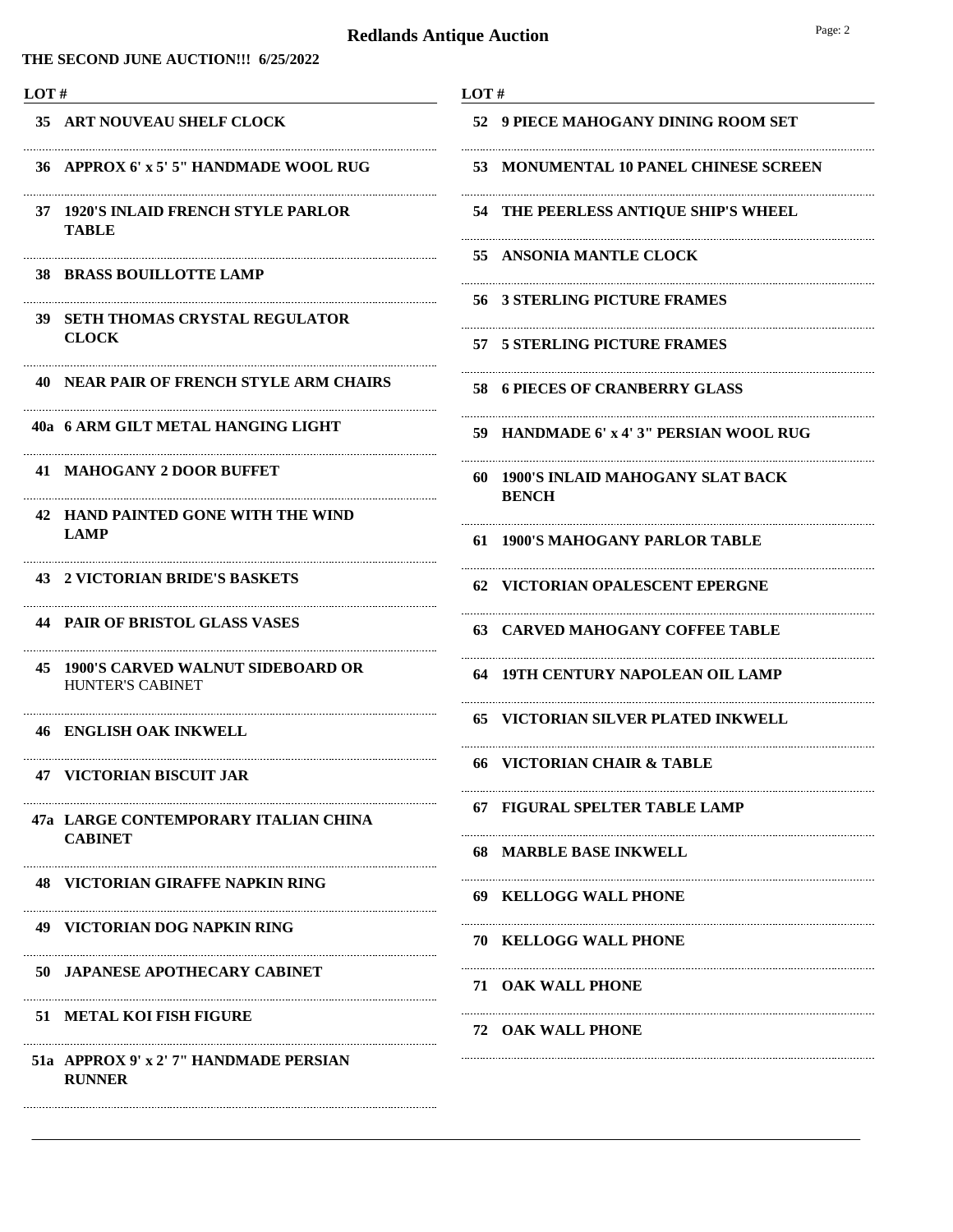# Redlands Antique Auction

**THE SECOND JUNE AUCTION!!! 6/25/2022**

| LOT # | |
|---|---|
| 35 | **ART NOUVEAU SHELF CLOCK** |
| 36 | **APPROX 6' x 5' 5" HANDMADE WOOL RUG** |
| 37 | **1920'S INLAID FRENCH STYLE PARLOR TABLE** |
| 38 | **BRASS BOUILLOTTE LAMP** |
| 39 | **SETH THOMAS CRYSTAL REGULATOR CLOCK** |
| 40 | **NEAR PAIR OF FRENCH STYLE ARM CHAIRS** |
| 40a | **6 ARM GILT METAL HANGING LIGHT** |
| 41 | **MAHOGANY 2 DOOR BUFFET** |
| 42 | **HAND PAINTED GONE WITH THE WIND LAMP** |
| 43 | **2 VICTORIAN BRIDE'S BASKETS** |
| 44 | **PAIR OF BRISTOL GLASS VASES** |
| 45 | **1900'S CARVED WALNUT SIDEBOARD OR** HUNTER'S CABINET |
| 46 | **ENGLISH OAK INKWELL** |
| 47 | **VICTORIAN BISCUIT JAR** |
| 47a | **LARGE CONTEMPORARY ITALIAN CHINA CABINET** |
| 48 | **VICTORIAN GIRAFFE NAPKIN RING** |
| 49 | **VICTORIAN DOG NAPKIN RING** |
| 50 | **JAPANESE APOTHECARY CABINET** |
| 51 | **METAL KOI FISH FIGURE** |
| 51a | **APPROX 9' x 2' 7" HANDMADE PERSIAN RUNNER** |
| 52 | **9 PIECE MAHOGANY DINING ROOM SET** |
| 53 | **MONUMENTAL 10 PANEL CHINESE SCREEN** |
| 54 | **THE PEERLESS ANTIQUE SHIP'S WHEEL** |
| 55 | **ANSONIA MANTLE CLOCK** |
| 56 | **3 STERLING PICTURE FRAMES** |
| 57 | **5 STERLING PICTURE FRAMES** |
| 58 | **6 PIECES OF CRANBERRY GLASS** |
| 59 | **HANDMADE 6' x 4' 3" PERSIAN WOOL RUG** |
| 60 | **1900'S INLAID MAHOGANY SLAT BACK BENCH** |
| 61 | **1900'S MAHOGANY PARLOR TABLE** |
| 62 | **VICTORIAN OPALESCENT EPERGNE** |
| 63 | **CARVED MAHOGANY COFFEE TABLE** |
| 64 | **19TH CENTURY NAPOLEAN OIL LAMP** |
| 65 | **VICTORIAN SILVER PLATED INKWELL** |
| 66 | **VICTORIAN CHAIR & TABLE** |
| 67 | **FIGURAL SPELTER TABLE LAMP** |
| 68 | **MARBLE BASE INKWELL** |
| 69 | **KELLOGG WALL PHONE** |
| 70 | **KELLOGG WALL PHONE** |
| 71 | **OAK WALL PHONE** |
| 72 | **OAK WALL PHONE** |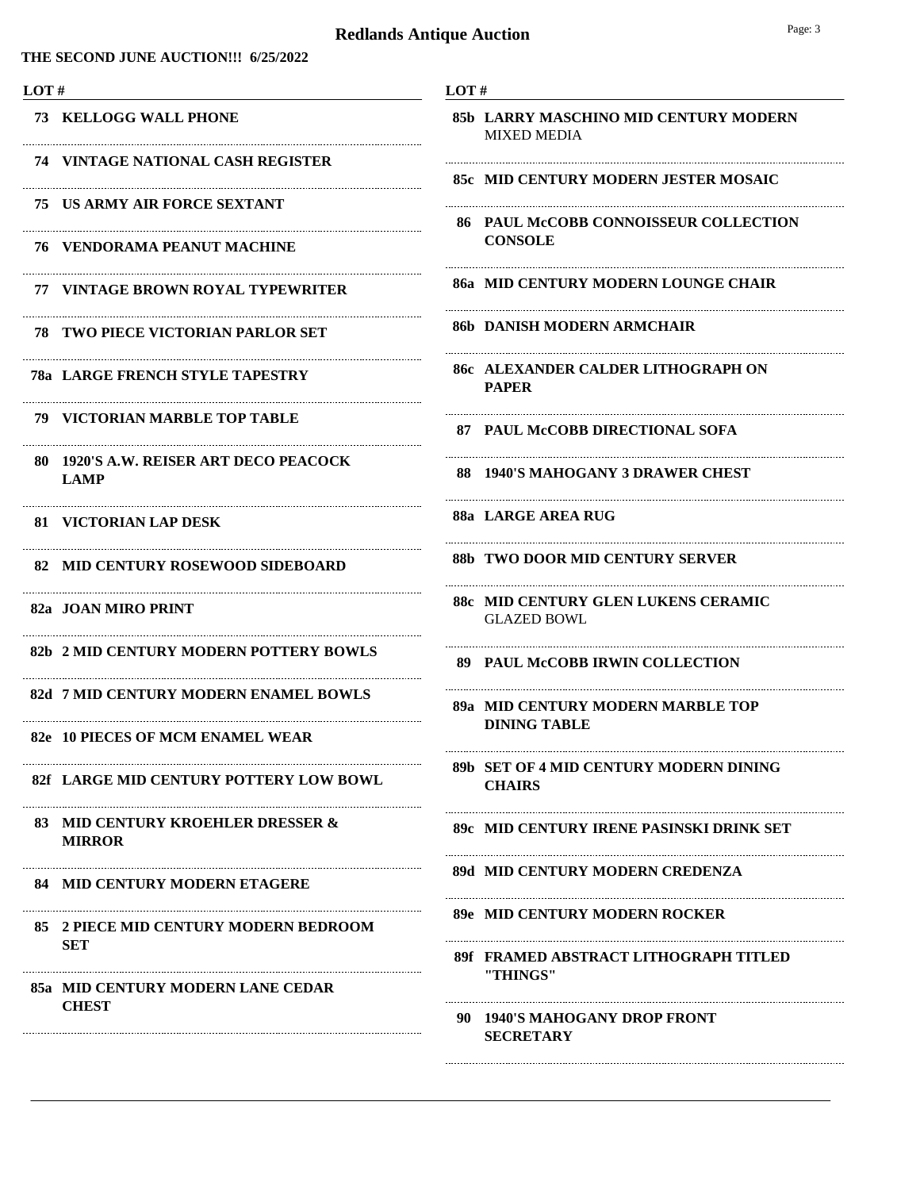# Redlands Antique Auction

**THE SECOND JUNE AUCTION!!! 6/25/2022**

| LOT # | |
|---|---|
| 73 | **KELLOGG WALL PHONE** |
| 74 | **VINTAGE NATIONAL CASH REGISTER** |
| 75 | **US ARMY AIR FORCE SEXTANT** |
| 76 | **VENDORAMA PEANUT MACHINE** |
| 77 | **VINTAGE BROWN ROYAL TYPEWRITER** |
| 78 | **TWO PIECE VICTORIAN PARLOR SET** |
| 78a | **LARGE FRENCH STYLE TAPESTRY** |
| 79 | **VICTORIAN MARBLE TOP TABLE** |
| 80 | **1920'S A.W. REISER ART DECO PEACOCK LAMP** |
| 81 | **VICTORIAN LAP DESK** |
| 82 | **MID CENTURY ROSEWOOD SIDEBOARD** |
| 82a | **JOAN MIRO PRINT** |
| 82b | **2 MID CENTURY MODERN POTTERY BOWLS** |
| 82d | **7 MID CENTURY MODERN ENAMEL BOWLS** |
| 82e | **10 PIECES OF MCM ENAMEL WEAR** |
| 82f | **LARGE MID CENTURY POTTERY LOW BOWL** |
| 83 | **MID CENTURY KROEHLER DRESSER & MIRROR** |
| 84 | **MID CENTURY MODERN ETAGERE** |
| 85 | **2 PIECE MID CENTURY MODERN BEDROOM SET** |
| 85a | **MID CENTURY MODERN LANE CEDAR CHEST** |
| 85b | **LARRY MASCHINO MID CENTURY MODERN** MIXED MEDIA |
| 85c | **MID CENTURY MODERN JESTER MOSAIC** |
| 86 | **PAUL McCOBB CONNOISSEUR COLLECTION CONSOLE** |
| 86a | **MID CENTURY MODERN LOUNGE CHAIR** |
| 86b | **DANISH MODERN ARMCHAIR** |
| 86c | **ALEXANDER CALDER LITHOGRAPH ON PAPER** |
| 87 | **PAUL McCOBB DIRECTIONAL SOFA** |
| 88 | **1940'S MAHOGANY 3 DRAWER CHEST** |
| 88a | **LARGE AREA RUG** |
| 88b | **TWO DOOR MID CENTURY SERVER** |
| 88c | **MID CENTURY GLEN LUKENS CERAMIC** GLAZED BOWL |
| 89 | **PAUL McCOBB IRWIN COLLECTION** |
| 89a | **MID CENTURY MODERN MARBLE TOP DINING TABLE** |
| 89b | **SET OF 4 MID CENTURY MODERN DINING CHAIRS** |
| 89c | **MID CENTURY IRENE PASINSKI DRINK SET** |
| 89d | **MID CENTURY MODERN CREDENZA** |
| 89e | **MID CENTURY MODERN ROCKER** |
| 89f | **FRAMED ABSTRACT LITHOGRAPH TITLED "THINGS"** |
| 90 | **1940'S MAHOGANY DROP FRONT SECRETARY** |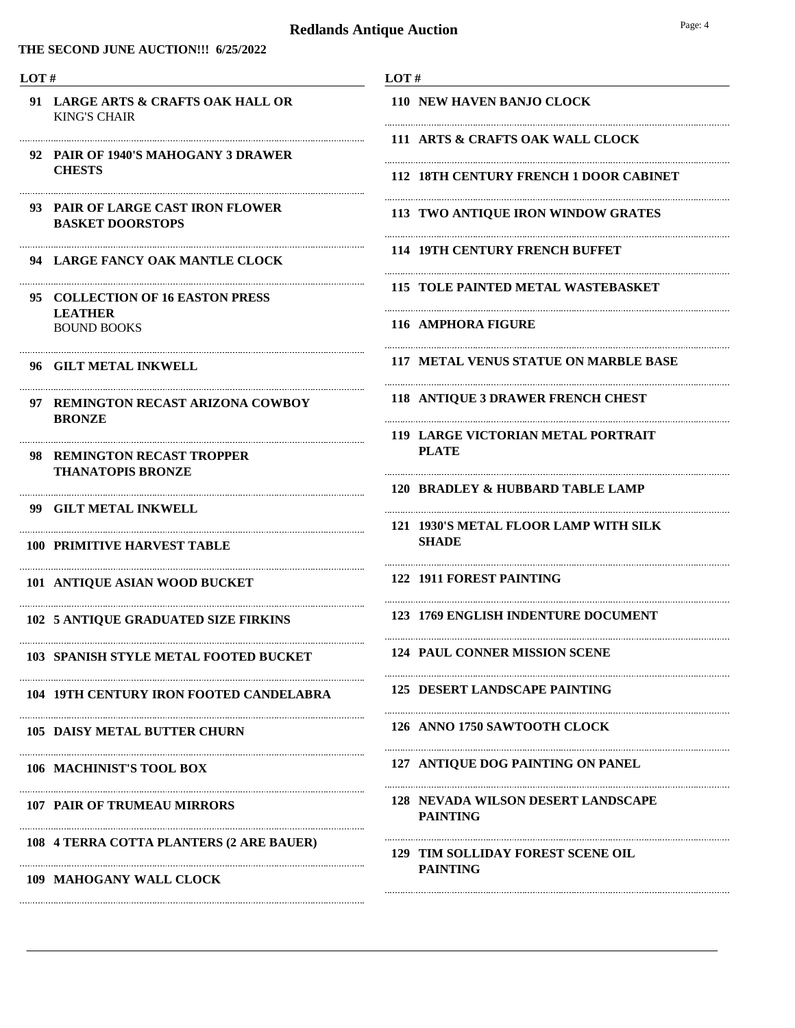# Redlands Antique Auction

**THE SECOND JUNE AUCTION!!! 6/25/2022**

| LOT # | |
|---|---|
| 91 | **LARGE ARTS & CRAFTS OAK HALL OR** KING'S CHAIR |
| 92 | **PAIR OF 1940'S MAHOGANY 3 DRAWER CHESTS** |
| 93 | **PAIR OF LARGE CAST IRON FLOWER BASKET DOORSTOPS** |
| 94 | **LARGE FANCY OAK MANTLE CLOCK** |
| 95 | **COLLECTION OF 16 EASTON PRESS LEATHER** BOUND BOOKS |
| 96 | **GILT METAL INKWELL** |
| 97 | **REMINGTON RECAST ARIZONA COWBOY BRONZE** |
| 98 | **REMINGTON RECAST TROPPER THANATOPIS BRONZE** |
| 99 | **GILT METAL INKWELL** |
| 100 | **PRIMITIVE HARVEST TABLE** |
| 101 | **ANTIQUE ASIAN WOOD BUCKET** |
| 102 | **5 ANTIQUE GRADUATED SIZE FIRKINS** |
| 103 | **SPANISH STYLE METAL FOOTED BUCKET** |
| 104 | **19TH CENTURY IRON FOOTED CANDELABRA** |
| 105 | **DAISY METAL BUTTER CHURN** |
| 106 | **MACHINIST'S TOOL BOX** |
| 107 | **PAIR OF TRUMEAU MIRRORS** |
| 108 | **4 TERRA COTTA PLANTERS (2 ARE BAUER)** |
| 109 | **MAHOGANY WALL CLOCK** |
| 110 | **NEW HAVEN BANJO CLOCK** |
| 111 | **ARTS & CRAFTS OAK WALL CLOCK** |
| 112 | **18TH CENTURY FRENCH 1 DOOR CABINET** |
| 113 | **TWO ANTIQUE IRON WINDOW GRATES** |
| 114 | **19TH CENTURY FRENCH BUFFET** |
| 115 | **TOLE PAINTED METAL WASTEBASKET** |
| 116 | **AMPHORA FIGURE** |
| 117 | **METAL VENUS STATUE ON MARBLE BASE** |
| 118 | **ANTIQUE 3 DRAWER FRENCH CHEST** |
| 119 | **LARGE VICTORIAN METAL PORTRAIT PLATE** |
| 120 | **BRADLEY & HUBBARD TABLE LAMP** |
| 121 | **1930'S METAL FLOOR LAMP WITH SILK SHADE** |
| 122 | **1911 FOREST PAINTING** |
| 123 | **1769 ENGLISH INDENTURE DOCUMENT** |
| 124 | **PAUL CONNER MISSION SCENE** |
| 125 | **DESERT LANDSCAPE PAINTING** |
| 126 | **ANNO 1750 SAWTOOTH CLOCK** |
| 127 | **ANTIQUE DOG PAINTING ON PANEL** |
| 128 | **NEVADA WILSON DESERT LANDSCAPE PAINTING** |
| 129 | **TIM SOLLIDAY FOREST SCENE OIL PAINTING** |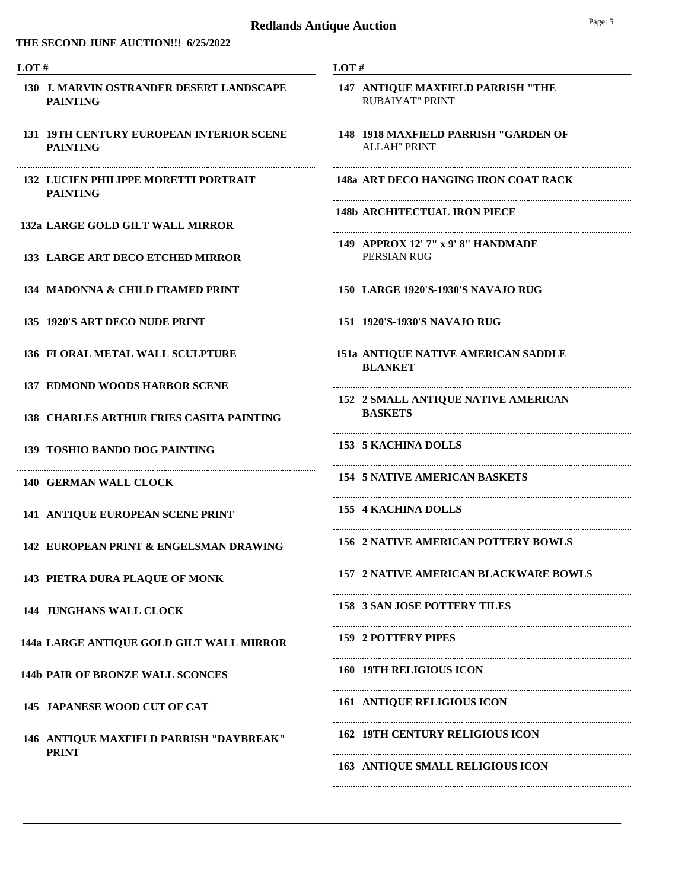# Redlands Antique Auction

**THE SECOND JUNE AUCTION!!! 6/25/2022**

| LOT # | |
|---|---|
| 130 | J. MARVIN OSTRANDER DESERT LANDSCAPE PAINTING |
| 131 | 19TH CENTURY EUROPEAN INTERIOR SCENE PAINTING |
| 132 | LUCIEN PHILIPPE MORETTI PORTRAIT PAINTING |
| 132a | LARGE GOLD GILT WALL MIRROR |
| 133 | LARGE ART DECO ETCHED MIRROR |
| 134 | MADONNA & CHILD FRAMED PRINT |
| 135 | 1920'S ART DECO NUDE PRINT |
| 136 | FLORAL METAL WALL SCULPTURE |
| 137 | EDMOND WOODS HARBOR SCENE |
| 138 | CHARLES ARTHUR FRIES CASITA PAINTING |
| 139 | TOSHIO BANDO DOG PAINTING |
| 140 | GERMAN WALL CLOCK |
| 141 | ANTIQUE EUROPEAN SCENE PRINT |
| 142 | EUROPEAN PRINT & ENGELSMAN DRAWING |
| 143 | PIETRA DURA PLAQUE OF MONK |
| 144 | JUNGHANS WALL CLOCK |
| 144a | LARGE ANTIQUE GOLD GILT WALL MIRROR |
| 144b | PAIR OF BRONZE WALL SCONCES |
| 145 | JAPANESE WOOD CUT OF CAT |
| 146 | ANTIQUE MAXFIELD PARRISH "DAYBREAK" PRINT |
| 147 | ANTIQUE MAXFIELD PARRISH "THE RUBAIYAT" PRINT |
| 148 | 1918 MAXFIELD PARRISH "GARDEN OF ALLAH" PRINT |
| 148a | ART DECO HANGING IRON COAT RACK |
| 148b | ARCHITECTUAL IRON PIECE |
| 149 | APPROX 12' 7" x 9' 8" HANDMADE PERSIAN RUG |
| 150 | LARGE 1920'S-1930'S NAVAJO RUG |
| 151 | 1920'S-1930'S NAVAJO RUG |
| 151a | ANTIQUE NATIVE AMERICAN SADDLE BLANKET |
| 152 | 2 SMALL ANTIQUE NATIVE AMERICAN BASKETS |
| 153 | 5 KACHINA DOLLS |
| 154 | 5 NATIVE AMERICAN BASKETS |
| 155 | 4 KACHINA DOLLS |
| 156 | 2 NATIVE AMERICAN POTTERY BOWLS |
| 157 | 2 NATIVE AMERICAN BLACKWARE BOWLS |
| 158 | 3 SAN JOSE POTTERY TILES |
| 159 | 2 POTTERY PIPES |
| 160 | 19TH RELIGIOUS ICON |
| 161 | ANTIQUE RELIGIOUS ICON |
| 162 | 19TH CENTURY RELIGIOUS ICON |
| 163 | ANTIQUE SMALL RELIGIOUS ICON |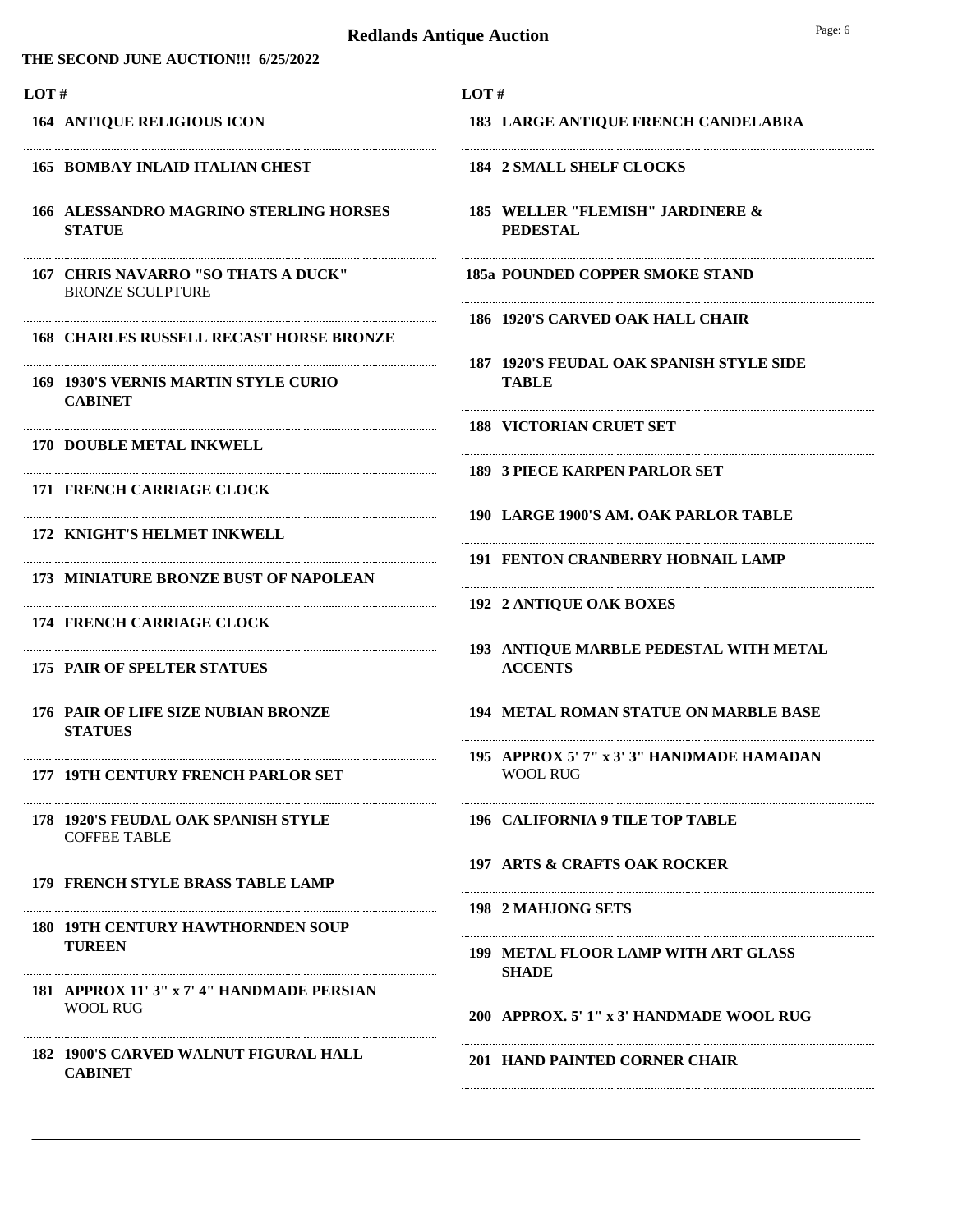# Redlands Antique Auction

**THE SECOND JUNE AUCTION!!! 6/25/2022**

| LOT # | |
|---|---|
| **164** | **ANTIQUE RELIGIOUS ICON** |
| **165** | **BOMBAY INLAID ITALIAN CHEST** |
| **166** | **ALESSANDRO MAGRINO STERLING HORSES STATUE** |
| **167** | **CHRIS NAVARRO "SO THATS A DUCK"** BRONZE SCULPTURE |
| **168** | **CHARLES RUSSELL RECAST HORSE BRONZE** |
| **169** | **1930'S VERNIS MARTIN STYLE CURIO CABINET** |
| **170** | **DOUBLE METAL INKWELL** |
| **171** | **FRENCH CARRIAGE CLOCK** |
| **172** | **KNIGHT'S HELMET INKWELL** |
| **173** | **MINIATURE BRONZE BUST OF NAPOLEAN** |
| **174** | **FRENCH CARRIAGE CLOCK** |
| **175** | **PAIR OF SPELTER STATUES** |
| **176** | **PAIR OF LIFE SIZE NUBIAN BRONZE STATUES** |
| **177** | **19TH CENTURY FRENCH PARLOR SET** |
| **178** | **1920'S FEUDAL OAK SPANISH STYLE** COFFEE TABLE |
| **179** | **FRENCH STYLE BRASS TABLE LAMP** |
| **180** | **19TH CENTURY HAWTHORNDEN SOUP TUREEN** |
| **181** | **APPROX 11' 3" x 7' 4" HANDMADE PERSIAN** WOOL RUG |
| **182** | **1900'S CARVED WALNUT FIGURAL HALL CABINET** |
| **183** | **LARGE ANTIQUE FRENCH CANDELABRA** |
| **184** | **2 SMALL SHELF CLOCKS** |
| **185** | **WELLER "FLEMISH" JARDINERE & PEDESTAL** |
| **185a** | **POUNDED COPPER SMOKE STAND** |
| **186** | **1920'S CARVED OAK HALL CHAIR** |
| **187** | **1920'S FEUDAL OAK SPANISH STYLE SIDE TABLE** |
| **188** | **VICTORIAN CRUET SET** |
| **189** | **3 PIECE KARPEN PARLOR SET** |
| **190** | **LARGE 1900'S AM. OAK PARLOR TABLE** |
| **191** | **FENTON CRANBERRY HOBNAIL LAMP** |
| **192** | **2 ANTIQUE OAK BOXES** |
| **193** | **ANTIQUE MARBLE PEDESTAL WITH METAL ACCENTS** |
| **194** | **METAL ROMAN STATUE ON MARBLE BASE** |
| **195** | **APPROX 5' 7" x 3' 3" HANDMADE HAMADAN** WOOL RUG |
| **196** | **CALIFORNIA 9 TILE TOP TABLE** |
| **197** | **ARTS & CRAFTS OAK ROCKER** |
| **198** | **2 MAHJONG SETS** |
| **199** | **METAL FLOOR LAMP WITH ART GLASS SHADE** |
| **200** | **APPROX. 5' 1" x 3' HANDMADE WOOL RUG** |
| **201** | **HAND PAINTED CORNER CHAIR** |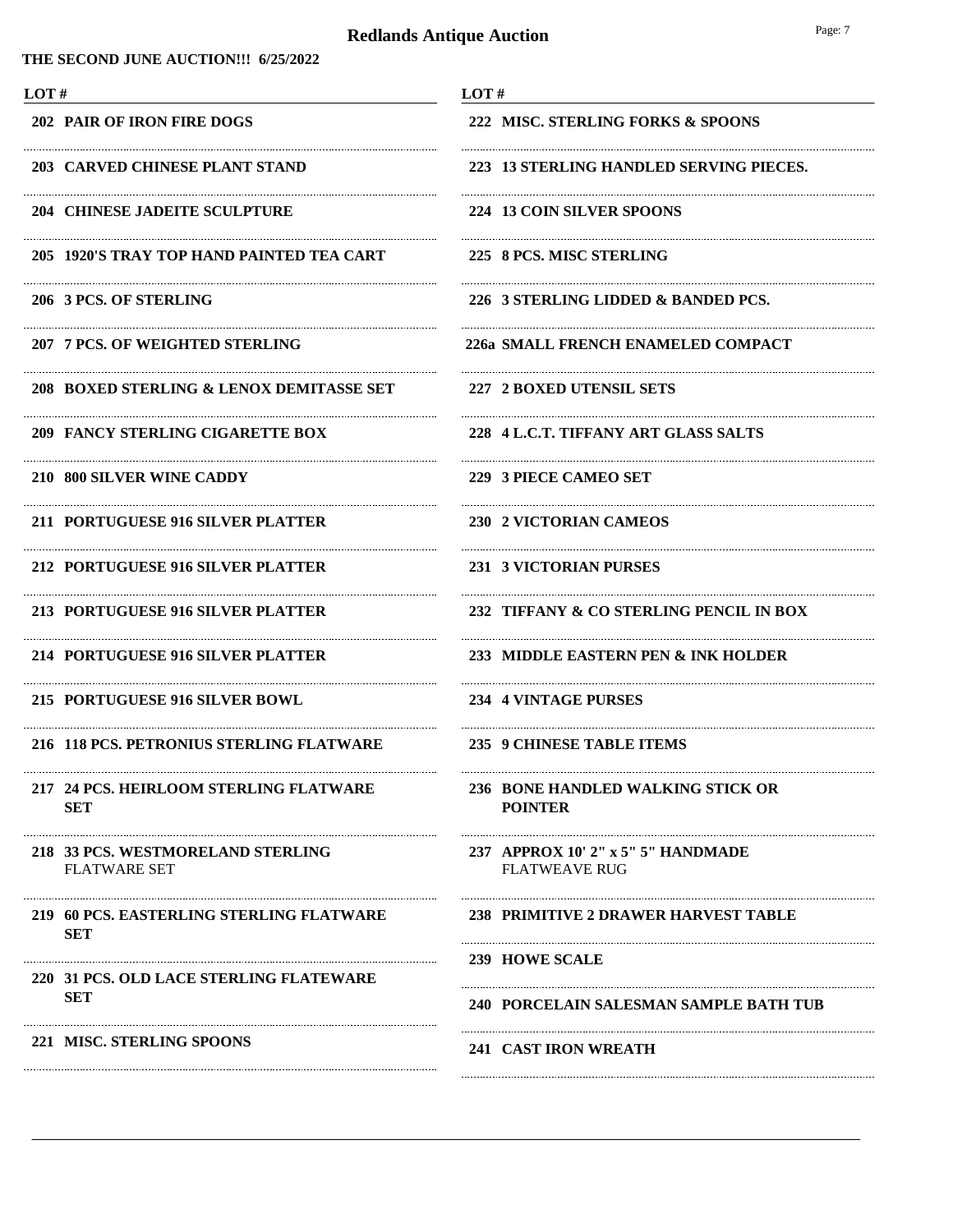# Redlands Antique Auction

**THE SECOND JUNE AUCTION!!! 6/25/2022**

| LOT # | |
|---|---|
| 202 | PAIR OF IRON FIRE DOGS |
| 203 | CARVED CHINESE PLANT STAND |
| 204 | CHINESE JADEITE SCULPTURE |
| 205 | 1920'S TRAY TOP HAND PAINTED TEA CART |
| 206 | 3 PCS. OF STERLING |
| 207 | 7 PCS. OF WEIGHTED STERLING |
| 208 | BOXED STERLING & LENOX DEMITASSE SET |
| 209 | FANCY STERLING CIGARETTE BOX |
| 210 | 800 SILVER WINE CADDY |
| 211 | PORTUGUESE 916 SILVER PLATTER |
| 212 | PORTUGUESE 916 SILVER PLATTER |
| 213 | PORTUGUESE 916 SILVER PLATTER |
| 214 | PORTUGUESE 916 SILVER PLATTER |
| 215 | PORTUGUESE 916 SILVER BOWL |
| 216 | 118 PCS. PETRONIUS STERLING FLATWARE |
| 217 | 24 PCS. HEIRLOOM STERLING FLATWARE SET |
| 218 | 33 PCS. WESTMORELAND STERLING FLATWARE SET |
| 219 | 60 PCS. EASTERLING STERLING FLATWARE SET |
| 220 | 31 PCS. OLD LACE STERLING FLATEWARE SET |
| 221 | MISC. STERLING SPOONS |
| 222 | MISC. STERLING FORKS & SPOONS |
| 223 | 13 STERLING HANDLED SERVING PIECES. |
| 224 | 13 COIN SILVER SPOONS |
| 225 | 8 PCS. MISC STERLING |
| 226 | 3 STERLING LIDDED & BANDED PCS. |
| 226a | SMALL FRENCH ENAMELED COMPACT |
| 227 | 2 BOXED UTENSIL SETS |
| 228 | 4 L.C.T. TIFFANY ART GLASS SALTS |
| 229 | 3 PIECE CAMEO SET |
| 230 | 2 VICTORIAN CAMEOS |
| 231 | 3 VICTORIAN PURSES |
| 232 | TIFFANY & CO STERLING PENCIL IN BOX |
| 233 | MIDDLE EASTERN PEN & INK HOLDER |
| 234 | 4 VINTAGE PURSES |
| 235 | 9 CHINESE TABLE ITEMS |
| 236 | BONE HANDLED WALKING STICK OR POINTER |
| 237 | APPROX 10' 2" x 5" 5" HANDMADE FLATWEAVE RUG |
| 238 | PRIMITIVE 2 DRAWER HARVEST TABLE |
| 239 | HOWE SCALE |
| 240 | PORCELAIN SALESMAN SAMPLE BATH TUB |
| 241 | CAST IRON WREATH |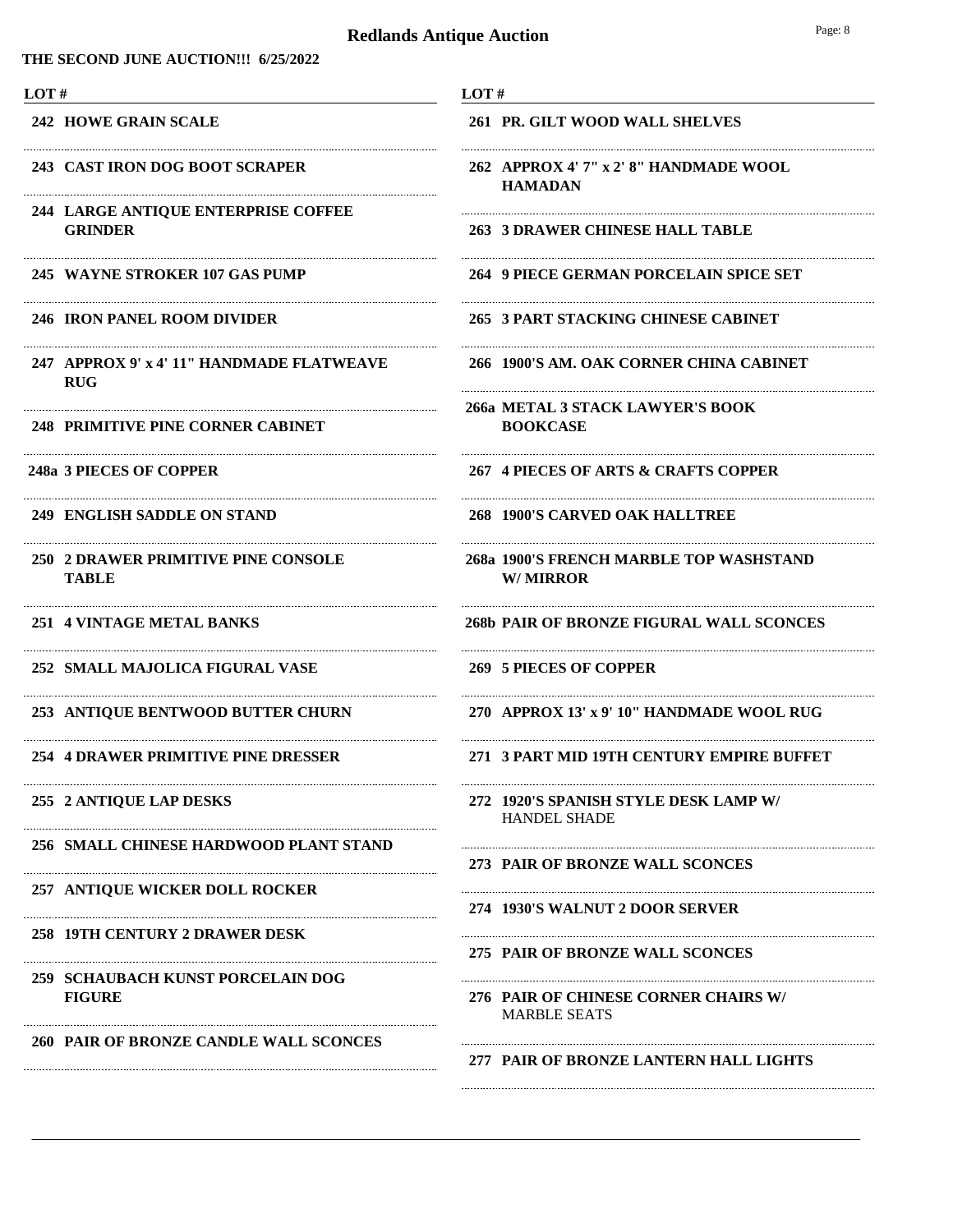# Redlands Antique Auction

**THE SECOND JUNE AUCTION!!! 6/25/2022**

| LOT # | |
|---|---|
| 242 | HOWE GRAIN SCALE |
| 243 | CAST IRON DOG BOOT SCRAPER |
| 244 | LARGE ANTIQUE ENTERPRISE COFFEE GRINDER |
| 245 | WAYNE STROKER 107 GAS PUMP |
| 246 | IRON PANEL ROOM DIVIDER |
| 247 | APPROX 9' x 4' 11" HANDMADE FLATWEAVE RUG |
| 248 | PRIMITIVE PINE CORNER CABINET |
| 248a | 3 PIECES OF COPPER |
| 249 | ENGLISH SADDLE ON STAND |
| 250 | 2 DRAWER PRIMITIVE PINE CONSOLE TABLE |
| 251 | 4 VINTAGE METAL BANKS |
| 252 | SMALL MAJOLICA FIGURAL VASE |
| 253 | ANTIQUE BENTWOOD BUTTER CHURN |
| 254 | 4 DRAWER PRIMITIVE PINE DRESSER |
| 255 | 2 ANTIQUE LAP DESKS |
| 256 | SMALL CHINESE HARDWOOD PLANT STAND |
| 257 | ANTIQUE WICKER DOLL ROCKER |
| 258 | 19TH CENTURY 2 DRAWER DESK |
| 259 | SCHAUBACH KUNST PORCELAIN DOG FIGURE |
| 260 | PAIR OF BRONZE CANDLE WALL SCONCES |
| 261 | PR. GILT WOOD WALL SHELVES |
| 262 | APPROX 4' 7" x 2' 8" HANDMADE WOOL HAMADAN |
| 263 | 3 DRAWER CHINESE HALL TABLE |
| 264 | 9 PIECE GERMAN PORCELAIN SPICE SET |
| 265 | 3 PART STACKING CHINESE CABINET |
| 266 | 1900'S AM. OAK CORNER CHINA CABINET |
| 266a | METAL 3 STACK LAWYER'S BOOK BOOKCASE |
| 267 | 4 PIECES OF ARTS & CRAFTS COPPER |
| 268 | 1900'S CARVED OAK HALLTREE |
| 268a | 1900'S FRENCH MARBLE TOP WASHSTAND W/ MIRROR |
| 268b | PAIR OF BRONZE FIGURAL WALL SCONCES |
| 269 | 5 PIECES OF COPPER |
| 270 | APPROX 13' x 9' 10" HANDMADE WOOL RUG |
| 271 | 3 PART MID 19TH CENTURY EMPIRE BUFFET |
| 272 | 1920'S SPANISH STYLE DESK LAMP W/ HANDEL SHADE |
| 273 | PAIR OF BRONZE WALL SCONCES |
| 274 | 1930'S WALNUT 2 DOOR SERVER |
| 275 | PAIR OF BRONZE WALL SCONCES |
| 276 | PAIR OF CHINESE CORNER CHAIRS W/ MARBLE SEATS |
| 277 | PAIR OF BRONZE LANTERN HALL LIGHTS |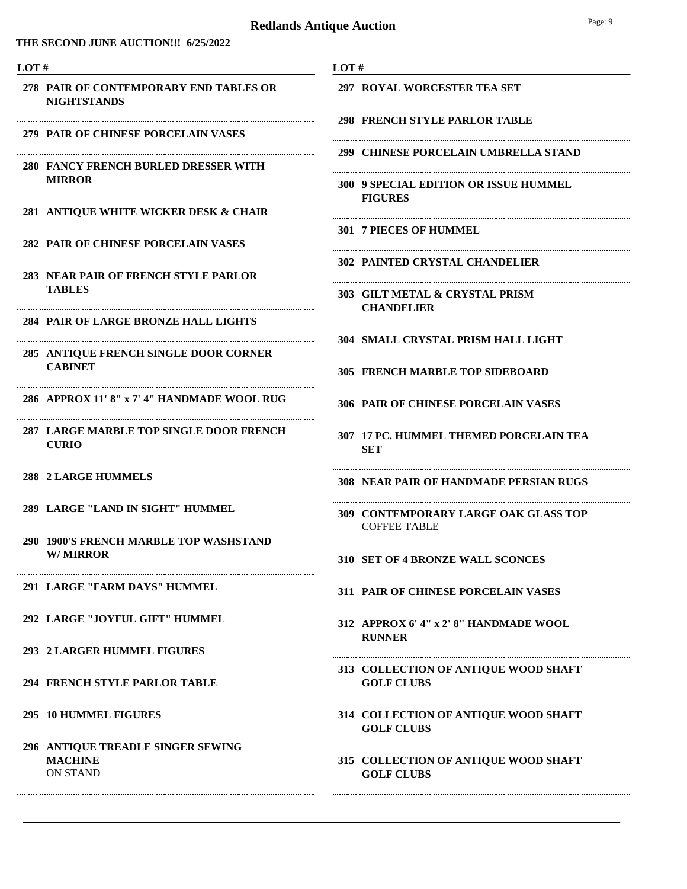# Redlands Antique Auction

**THE SECOND JUNE AUCTION!!! 6/25/2022**

| LOT # | |
|---|---|
| 278 | **PAIR OF CONTEMPORARY END TABLES OR NIGHTSTANDS** |
| 279 | **PAIR OF CHINESE PORCELAIN VASES** |
| 280 | **FANCY FRENCH BURLED DRESSER WITH MIRROR** |
| 281 | **ANTIQUE WHITE WICKER DESK & CHAIR** |
| 282 | **PAIR OF CHINESE PORCELAIN VASES** |
| 283 | **NEAR PAIR OF FRENCH STYLE PARLOR TABLES** |
| 284 | **PAIR OF LARGE BRONZE HALL LIGHTS** |
| 285 | **ANTIQUE FRENCH SINGLE DOOR CORNER CABINET** |
| 286 | **APPROX 11' 8" x 7' 4" HANDMADE WOOL RUG** |
| 287 | **LARGE MARBLE TOP SINGLE DOOR FRENCH CURIO** |
| 288 | **2 LARGE HUMMELS** |
| 289 | **LARGE "LAND IN SIGHT" HUMMEL** |
| 290 | **1900'S FRENCH MARBLE TOP WASHSTAND W/ MIRROR** |
| 291 | **LARGE "FARM DAYS" HUMMEL** |
| 292 | **LARGE "JOYFUL GIFT" HUMMEL** |
| 293 | **2 LARGER HUMMEL FIGURES** |
| 294 | **FRENCH STYLE PARLOR TABLE** |
| 295 | **10 HUMMEL FIGURES** |
| 296 | **ANTIQUE TREADLE SINGER SEWING MACHINE** ON STAND |
| 297 | **ROYAL WORCESTER TEA SET** |
| 298 | **FRENCH STYLE PARLOR TABLE** |
| 299 | **CHINESE PORCELAIN UMBRELLA STAND** |
| 300 | **9 SPECIAL EDITION OR ISSUE HUMMEL FIGURES** |
| 301 | **7 PIECES OF HUMMEL** |
| 302 | **PAINTED CRYSTAL CHANDELIER** |
| 303 | **GILT METAL & CRYSTAL PRISM CHANDELIER** |
| 304 | **SMALL CRYSTAL PRISM HALL LIGHT** |
| 305 | **FRENCH MARBLE TOP SIDEBOARD** |
| 306 | **PAIR OF CHINESE PORCELAIN VASES** |
| 307 | **17 PC. HUMMEL THEMED PORCELAIN TEA SET** |
| 308 | **NEAR PAIR OF HANDMADE PERSIAN RUGS** |
| 309 | **CONTEMPORARY LARGE OAK GLASS TOP** COFFEE TABLE |
| 310 | **SET OF 4 BRONZE WALL SCONCES** |
| 311 | **PAIR OF CHINESE PORCELAIN VASES** |
| 312 | **APPROX 6' 4" x 2' 8" HANDMADE WOOL RUNNER** |
| 313 | **COLLECTION OF ANTIQUE WOOD SHAFT GOLF CLUBS** |
| 314 | **COLLECTION OF ANTIQUE WOOD SHAFT GOLF CLUBS** |
| 315 | **COLLECTION OF ANTIQUE WOOD SHAFT GOLF CLUBS** |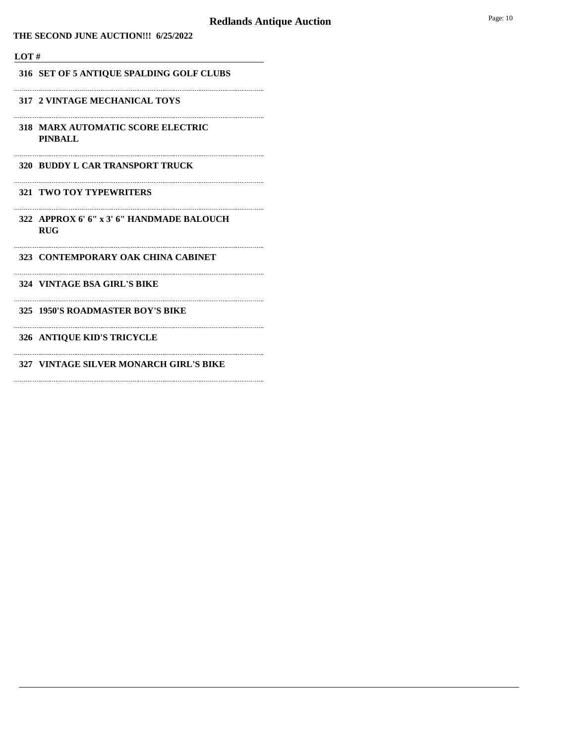**THE SECOND JUNE AUCTION!!! 6/25/2022**

| LOT # | |
|---|---|
| 316 | SET OF 5 ANTIQUE SPALDING GOLF CLUBS |
| 317 | 2 VINTAGE MECHANICAL TOYS |
| 318 | MARX AUTOMATIC SCORE ELECTRIC PINBALL |
| 320 | BUDDY L CAR TRANSPORT TRUCK |
| 321 | TWO TOY TYPEWRITERS |
| 322 | APPROX 6' 6" x 3' 6" HANDMADE BALOUCH RUG |
| 323 | CONTEMPORARY OAK CHINA CABINET |
| 324 | VINTAGE BSA GIRL'S BIKE |
| 325 | 1950'S ROADMASTER BOY'S BIKE |
| 326 | ANTIQUE KID'S TRICYCLE |
| 327 | VINTAGE SILVER MONARCH GIRL'S BIKE |